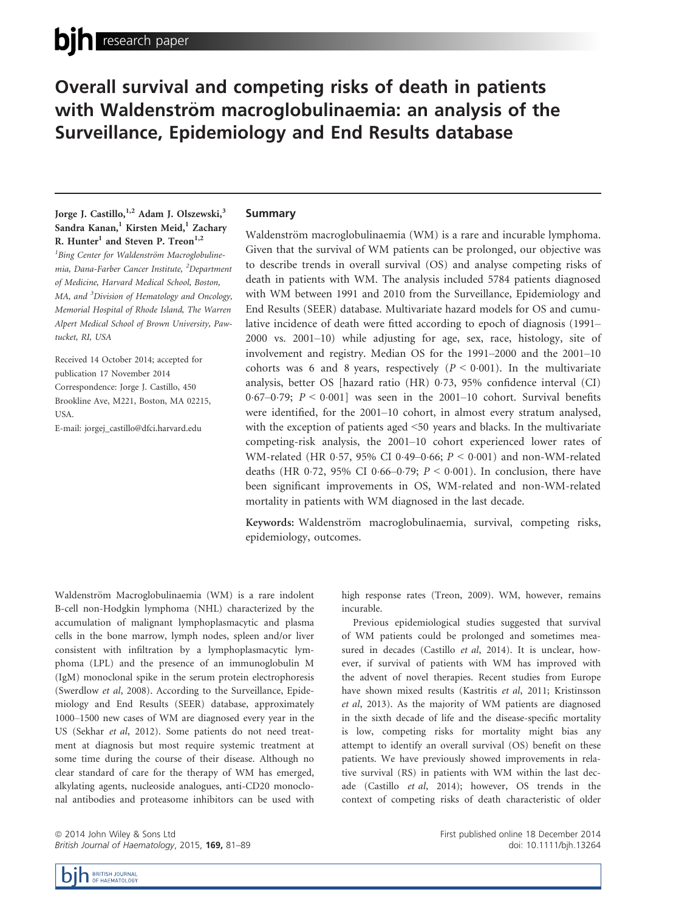research paper

# Overall survival and competing risks of death in patients with Waldenström macroglobulinaemia: an analysis of the Surveillance, Epidemiology and End Results database

Jorge J. Castillo,[1,2] Adam J. Olszewski,[3] Sandra Kanan,[1] Kirsten Meid,[1] Zachary R. Hunter[1] and Steven P. Treon[1,2]

[1]Bing Center for Waldenström Macroglobulinemia, Dana-Farber Cancer Institute, [2]Department of Medicine, Harvard Medical School, Boston, MA, and [3]Division of Hematology and Oncology, Memorial Hospital of Rhode Island, The Warren Alpert Medical School of Brown University, Pawtucket, RI, USA

Received 14 October 2014; accepted for publication 17 November 2014

Correspondence: Jorge J. Castillo, 450 Brookline Ave, M221, Boston, MA 02215, USA.

E-mail: jorgej_castillo@dfci.harvard.edu

## Summary

Waldenström macroglobulinaemia (WM) is a rare and incurable lymphoma. Given that the survival of WM patients can be prolonged, our objective was to describe trends in overall survival (OS) and analyse competing risks of death in patients with WM. The analysis included 5784 patients diagnosed with WM between 1991 and 2010 from the Surveillance, Epidemiology and End Results (SEER) database. Multivariate hazard models for OS and cumulative incidence of death were fitted according to epoch of diagnosis (1991–2000 vs. 2001–10) while adjusting for age, sex, race, histology, site of involvement and registry. Median OS for the 1991–2000 and the 2001–10 cohorts was 6 and 8 years, respectively ($P < 0{\cdot}001$). In the multivariate analysis, better OS [hazard ratio (HR) 0·73, 95% confidence interval (CI) 0·67–0·79; $P < 0{\cdot}001$] was seen in the 2001–10 cohort. Survival benefits were identified, for the 2001–10 cohort, in almost every stratum analysed, with the exception of patients aged <50 years and blacks. In the multivariate competing-risk analysis, the 2001–10 cohort experienced lower rates of WM-related (HR 0·57, 95% CI 0·49–0·66; $P < 0{\cdot}001$) and non-WM-related deaths (HR 0·72, 95% CI 0·66–0·79; $P < 0{\cdot}001$). In conclusion, there have been significant improvements in OS, WM-related and non-WM-related mortality in patients with WM diagnosed in the last decade.

**Keywords:** Waldenström macroglobulinaemia, survival, competing risks, epidemiology, outcomes.

Waldenström Macroglobulinaemia (WM) is a rare indolent B-cell non-Hodgkin lymphoma (NHL) characterized by the accumulation of malignant lymphoplasmacytic and plasma cells in the bone marrow, lymph nodes, spleen and/or liver consistent with infiltration by a lymphoplasmacytic lymphoma (LPL) and the presence of an immunoglobulin M (IgM) monoclonal spike in the serum protein electrophoresis (Swerdlow *et al*, 2008). According to the Surveillance, Epidemiology and End Results (SEER) database, approximately 1000–1500 new cases of WM are diagnosed every year in the US (Sekhar *et al*, 2012). Some patients do not need treatment at diagnosis but most require systemic treatment at some time during the course of their disease. Although no clear standard of care for the therapy of WM has emerged, alkylating agents, nucleoside analogues, anti-CD20 monoclonal antibodies and proteasome inhibitors can be used with high response rates (Treon, 2009). WM, however, remains incurable.

Previous epidemiological studies suggested that survival of WM patients could be prolonged and sometimes measured in decades (Castillo *et al*, 2014). It is unclear, however, if survival of patients with WM has improved with the advent of novel therapies. Recent studies from Europe have shown mixed results (Kastritis *et al*, 2011; Kristinsson *et al*, 2013). As the majority of WM patients are diagnosed in the sixth decade of life and the disease-specific mortality is low, competing risks for mortality might bias any attempt to identify an overall survival (OS) benefit on these patients. We have previously showed improvements in relative survival (RS) in patients with WM within the last decade (Castillo *et al*, 2014); however, OS trends in the context of competing risks of death characteristic of older

© 2014 John Wiley & Sons Ltd

First published online 18 December 2014
doi: 10.1111/bjh.13264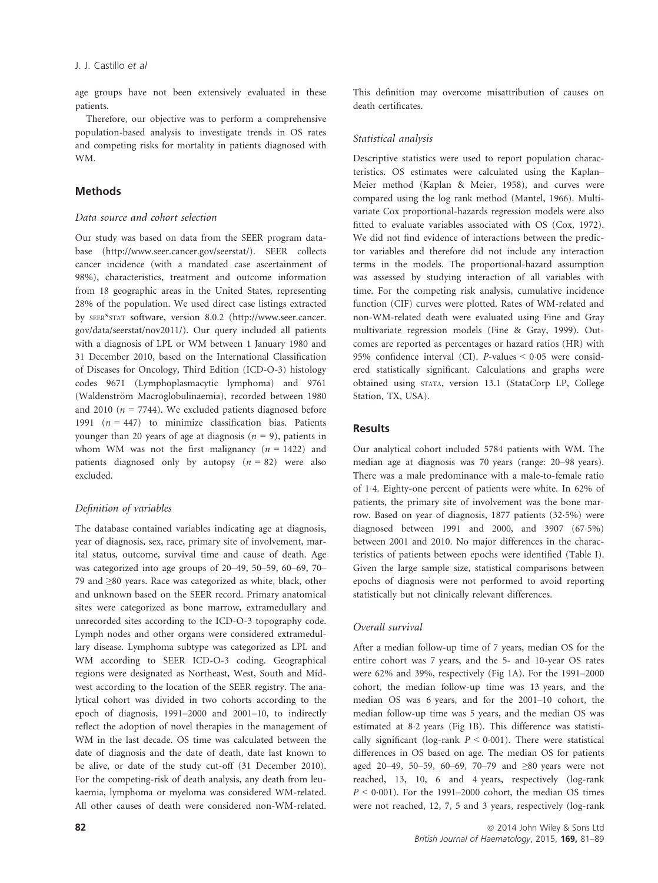age groups have not been extensively evaluated in these patients.

Therefore, our objective was to perform a comprehensive population-based analysis to investigate trends in OS rates and competing risks for mortality in patients diagnosed with WM.

## Methods

### *Data source and cohort selection*

Our study was based on data from the SEER program database (http://www.seer.cancer.gov/seerstat/). SEER collects cancer incidence (with a mandated case ascertainment of 98%), characteristics, treatment and outcome information from 18 geographic areas in the United States, representing 28% of the population. We used direct case listings extracted by SEER*STAT software, version 8.0.2 (http://www.seer.cancer.gov/data/seerstat/nov2011/). Our query included all patients with a diagnosis of LPL or WM between 1 January 1980 and 31 December 2010, based on the International Classification of Diseases for Oncology, Third Edition (ICD-O-3) histology codes 9671 (Lymphoplasmacytic lymphoma) and 9761 (Waldenström Macroglobulinaemia), recorded between 1980 and 2010 ($n = 7744$). We excluded patients diagnosed before 1991 ($n = 447$) to minimize classification bias. Patients younger than 20 years of age at diagnosis ($n = 9$), patients in whom WM was not the first malignancy ($n = 1422$) and patients diagnosed only by autopsy ($n = 82$) were also excluded.

### *Definition of variables*

The database contained variables indicating age at diagnosis, year of diagnosis, sex, race, primary site of involvement, marital status, outcome, survival time and cause of death. Age was categorized into age groups of 20–49, 50–59, 60–69, 70–79 and ≥80 years. Race was categorized as white, black, other and unknown based on the SEER record. Primary anatomical sites were categorized as bone marrow, extramedullary and unrecorded sites according to the ICD-O-3 topography code. Lymph nodes and other organs were considered extramedullary disease. Lymphoma subtype was categorized as LPL and WM according to SEER ICD-O-3 coding. Geographical regions were designated as Northeast, West, South and Midwest according to the location of the SEER registry. The analytical cohort was divided in two cohorts according to the epoch of diagnosis, 1991–2000 and 2001–10, to indirectly reflect the adoption of novel therapies in the management of WM in the last decade. OS time was calculated between the date of diagnosis and the date of death, date last known to be alive, or date of the study cut-off (31 December 2010). For the competing-risk of death analysis, any death from leukaemia, lymphoma or myeloma was considered WM-related. All other causes of death were considered non-WM-related. This definition may overcome misattribution of causes on death certificates.

### *Statistical analysis*

Descriptive statistics were used to report population characteristics. OS estimates were calculated using the Kaplan–Meier method (Kaplan & Meier, 1958), and curves were compared using the log rank method (Mantel, 1966). Multivariate Cox proportional-hazards regression models were also fitted to evaluate variables associated with OS (Cox, 1972). We did not find evidence of interactions between the predictor variables and therefore did not include any interaction terms in the models. The proportional-hazard assumption was assessed by studying interaction of all variables with time. For the competing risk analysis, cumulative incidence function (CIF) curves were plotted. Rates of WM-related and non-WM-related death were evaluated using Fine and Gray multivariate regression models (Fine & Gray, 1999). Outcomes are reported as percentages or hazard ratios (HR) with 95% confidence interval (CI). $P$-values $< 0·05$ were considered statistically significant. Calculations and graphs were obtained using STATA, version 13.1 (StataCorp LP, College Station, TX, USA).

## Results

Our analytical cohort included 5784 patients with WM. The median age at diagnosis was 70 years (range: 20–98 years). There was a male predominance with a male-to-female ratio of 1·4. Eighty-one percent of patients were white. In 62% of patients, the primary site of involvement was the bone marrow. Based on year of diagnosis, 1877 patients (32·5%) were diagnosed between 1991 and 2000, and 3907 (67·5%) between 2001 and 2010. No major differences in the characteristics of patients between epochs were identified (Table I). Given the large sample size, statistical comparisons between epochs of diagnosis were not performed to avoid reporting statistically but not clinically relevant differences.

### *Overall survival*

After a median follow-up time of 7 years, median OS for the entire cohort was 7 years, and the 5- and 10-year OS rates were 62% and 39%, respectively (Fig 1A). For the 1991–2000 cohort, the median follow-up time was 13 years, and the median OS was 6 years, and for the 2001–10 cohort, the median follow-up time was 5 years, and the median OS was estimated at 8·2 years (Fig 1B). This difference was statistically significant (log-rank $P < 0·001$). There were statistical differences in OS based on age. The median OS for patients aged 20–49, 50–59, 60–69, 70–79 and ≥80 years were not reached, 13, 10, 6 and 4 years, respectively (log-rank $P < 0·001$). For the 1991–2000 cohort, the median OS times were not reached, 12, 7, 5 and 3 years, respectively (log-rank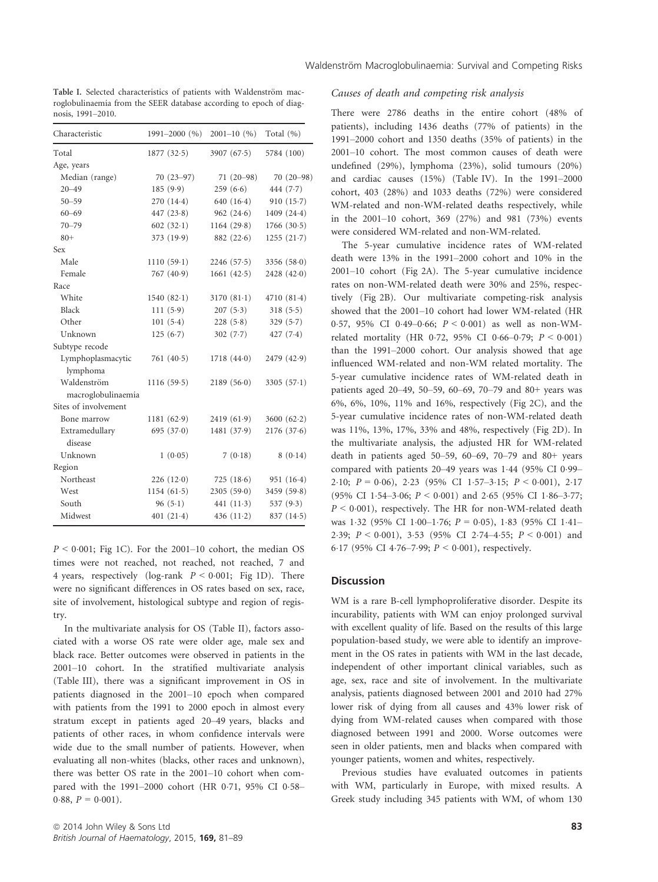Table I. Selected characteristics of patients with Waldenström macroglobulinaemia from the SEER database according to epoch of diagnosis, 1991–2010.

| Characteristic | 1991–2000 (%) | 2001–10 (%) | Total (%) |
|---|---|---|---|
| Total | 1877 (32·5) | 3907 (67·5) | 5784 (100) |
| Age, years | | | |
| Median (range) | 70 (23–97) | 71 (20–98) | 70 (20–98) |
| 20–49 | 185 (9·9) | 259 (6·6) | 444 (7·7) |
| 50–59 | 270 (14·4) | 640 (16·4) | 910 (15·7) |
| 60–69 | 447 (23·8) | 962 (24·6) | 1409 (24·4) |
| 70–79 | 602 (32·1) | 1164 (29·8) | 1766 (30·5) |
| 80+ | 373 (19·9) | 882 (22·6) | 1255 (21·7) |
| Sex | | | |
| Male | 1110 (59·1) | 2246 (57·5) | 3356 (58·0) |
| Female | 767 (40·9) | 1661 (42·5) | 2428 (42·0) |
| Race | | | |
| White | 1540 (82·1) | 3170 (81·1) | 4710 (81·4) |
| Black | 111 (5·9) | 207 (5·3) | 318 (5·5) |
| Other | 101 (5·4) | 228 (5·8) | 329 (5·7) |
| Unknown | 125 (6·7) | 302 (7·7) | 427 (7·4) |
| Subtype recode | | | |
| Lymphoplasmacytic lymphoma | 761 (40·5) | 1718 (44·0) | 2479 (42·9) |
| Waldenström macroglobulinaemia | 1116 (59·5) | 2189 (56·0) | 3305 (57·1) |
| Sites of involvement | | | |
| Bone marrow | 1181 (62·9) | 2419 (61·9) | 3600 (62·2) |
| Extramedullary disease | 695 (37·0) | 1481 (37·9) | 2176 (37·6) |
| Unknown | 1 (0·05) | 7 (0·18) | 8 (0·14) |
| Region | | | |
| Northeast | 226 (12·0) | 725 (18·6) | 951 (16·4) |
| West | 1154 (61·5) | 2305 (59·0) | 3459 (59·8) |
| South | 96 (5·1) | 441 (11·3) | 537 (9·3) |
| Midwest | 401 (21·4) | 436 (11·2) | 837 (14·5) |

$P < 0{\cdot}001$; Fig 1C). For the 2001–10 cohort, the median OS times were not reached, not reached, not reached, 7 and 4 years, respectively (log-rank $P < 0{\cdot}001$; Fig 1D). There were no significant differences in OS rates based on sex, race, site of involvement, histological subtype and region of registry.

In the multivariate analysis for OS (Table II), factors associated with a worse OS rate were older age, male sex and black race. Better outcomes were observed in patients in the 2001–10 cohort. In the stratified multivariate analysis (Table III), there was a significant improvement in OS in patients diagnosed in the 2001–10 epoch when compared with patients from the 1991 to 2000 epoch in almost every stratum except in patients aged 20–49 years, blacks and patients of other races, in whom confidence intervals were wide due to the small number of patients. However, when evaluating all non-whites (blacks, other races and unknown), there was better OS rate in the 2001–10 cohort when compared with the 1991–2000 cohort (HR 0·71, 95% CI 0·58–0·88, $P = 0{\cdot}001$).

### Causes of death and competing risk analysis

There were 2786 deaths in the entire cohort (48% of patients), including 1436 deaths (77% of patients) in the 1991–2000 cohort and 1350 deaths (35% of patients) in the 2001–10 cohort. The most common causes of death were undefined (29%), lymphoma (23%), solid tumours (20%) and cardiac causes (15%) (Table IV). In the 1991–2000 cohort, 403 (28%) and 1033 deaths (72%) were considered WM-related and non-WM-related deaths respectively, while in the 2001–10 cohort, 369 (27%) and 981 (73%) events were considered WM-related and non-WM-related.

The 5-year cumulative incidence rates of WM-related death were 13% in the 1991–2000 cohort and 10% in the 2001–10 cohort (Fig 2A). The 5-year cumulative incidence rates on non-WM-related death were 30% and 25%, respectively (Fig 2B). Our multivariate competing-risk analysis showed that the 2001–10 cohort had lower WM-related (HR 0·57, 95% CI 0·49–0·66; $P < 0{\cdot}001$) as well as non-WM-related mortality (HR 0·72, 95% CI 0·66–0·79; $P < 0{\cdot}001$) than the 1991–2000 cohort. Our analysis showed that age influenced WM-related and non-WM related mortality. The 5-year cumulative incidence rates of WM-related death in patients aged 20–49, 50–59, 60–69, 70–79 and 80+ years was 6%, 6%, 10%, 11% and 16%, respectively (Fig 2C), and the 5-year cumulative incidence rates of non-WM-related death was 11%, 13%, 17%, 33% and 48%, respectively (Fig 2D). In the multivariate analysis, the adjusted HR for WM-related death in patients aged 50–59, 60–69, 70–79 and 80+ years compared with patients 20–49 years was 1·44 (95% CI 0·99–2·10; $P = 0{\cdot}06$), 2·23 (95% CI 1·57–3·15; $P < 0{\cdot}001$), 2·17 (95% CI 1·54–3·06; $P < 0{\cdot}001$) and 2·65 (95% CI 1·86–3·77; $P < 0{\cdot}001$), respectively. The HR for non-WM-related death was 1·32 (95% CI 1·00–1·76; $P = 0{\cdot}05$), 1·83 (95% CI 1·41–2·39; $P < 0{\cdot}001$), 3·53 (95% CI 2·74–4·55; $P < 0{\cdot}001$) and 6·17 (95% CI 4·76–7·99; $P < 0{\cdot}001$), respectively.

## Discussion

WM is a rare B-cell lymphoproliferative disorder. Despite its incurability, patients with WM can enjoy prolonged survival with excellent quality of life. Based on the results of this large population-based study, we were able to identify an improvement in the OS rates in patients with WM in the last decade, independent of other important clinical variables, such as age, sex, race and site of involvement. In the multivariate analysis, patients diagnosed between 2001 and 2010 had 27% lower risk of dying from all causes and 43% lower risk of dying from WM-related causes when compared with those diagnosed between 1991 and 2000. Worse outcomes were seen in older patients, men and blacks when compared with younger patients, women and whites, respectively.

Previous studies have evaluated outcomes in patients with WM, particularly in Europe, with mixed results. A Greek study including 345 patients with WM, of whom 130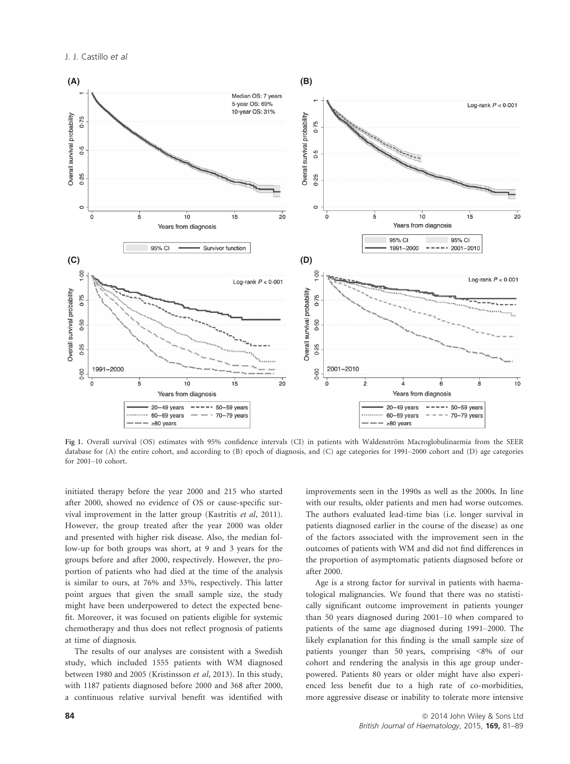Fig 1. Overall survival (OS) estimates with 95% confidence intervals (CI) in patients with Waldenström Macroglobulinaemia from the SEER database for (A) the entire cohort, and according to (B) epoch of diagnosis, and (C) age categories for 1991–2000 cohort and (D) age categories for 2001–10 cohort.

initiated therapy before the year 2000 and 215 who started after 2000, showed no evidence of OS or cause-specific survival improvement in the latter group (Kastritis *et al*, 2011). However, the group treated after the year 2000 was older and presented with higher risk disease. Also, the median follow-up for both groups was short, at 9 and 3 years for the groups before and after 2000, respectively. However, the proportion of patients who had died at the time of the analysis is similar to ours, at 76% and 33%, respectively. This latter point argues that given the small sample size, the study might have been underpowered to detect the expected benefit. Moreover, it was focused on patients eligible for systemic chemotherapy and thus does not reflect prognosis of patients at time of diagnosis.

The results of our analyses are consistent with a Swedish study, which included 1555 patients with WM diagnosed between 1980 and 2005 (Kristinsson *et al*, 2013). In this study, with 1187 patients diagnosed before 2000 and 368 after 2000, a continuous relative survival benefit was identified with improvements seen in the 1990s as well as the 2000s. In line with our results, older patients and men had worse outcomes. The authors evaluated lead-time bias (i.e. longer survival in patients diagnosed earlier in the course of the disease) as one of the factors associated with the improvement seen in the outcomes of patients with WM and did not find differences in the proportion of asymptomatic patients diagnosed before or after 2000.

Age is a strong factor for survival in patients with haematological malignancies. We found that there was no statistically significant outcome improvement in patients younger than 50 years diagnosed during 2001–10 when compared to patients of the same age diagnosed during 1991–2000. The likely explanation for this finding is the small sample size of patients younger than 50 years, comprising <8% of our cohort and rendering the analysis in this age group underpowered. Patients 80 years or older might have also experienced less benefit due to a high rate of co-morbidities, more aggressive disease or inability to tolerate more intensive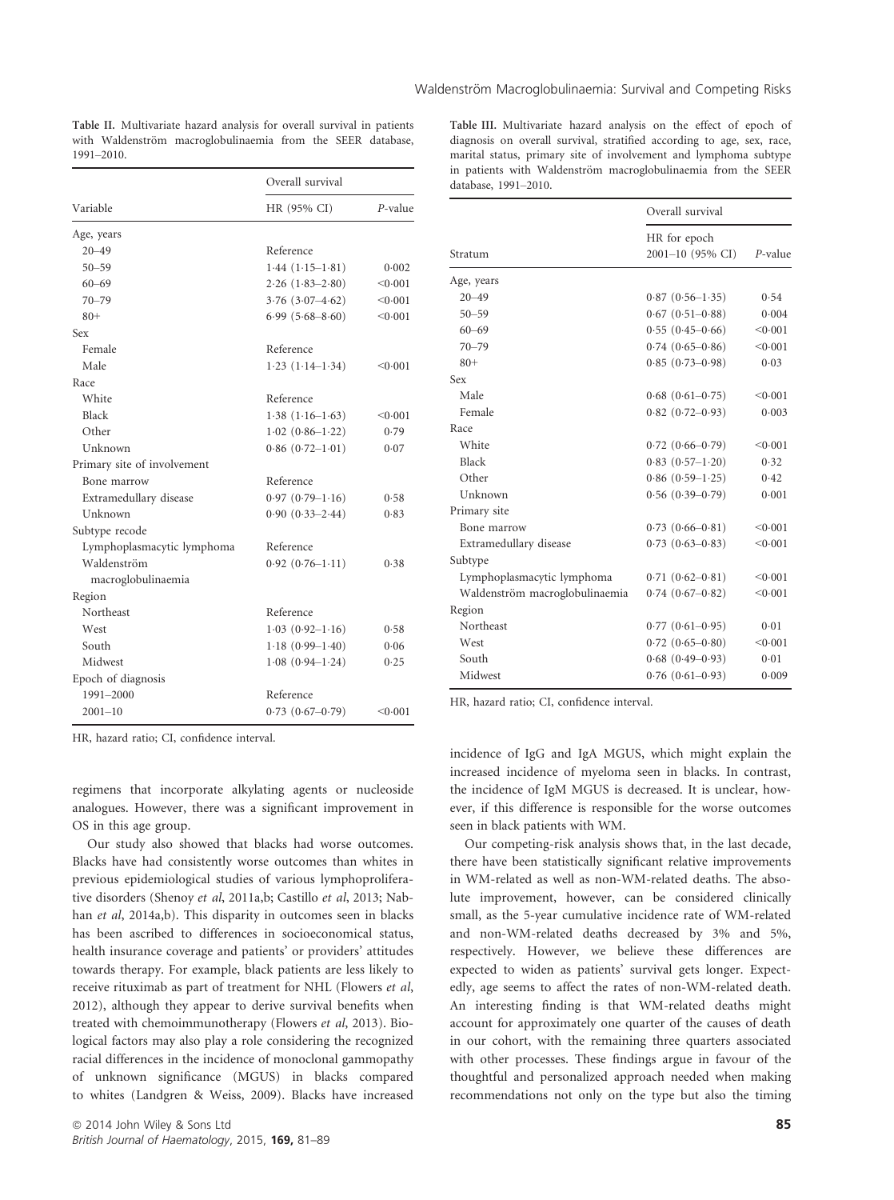Table II. Multivariate hazard analysis for overall survival in patients with Waldenström macroglobulinaemia from the SEER database, 1991–2010.

| Variable | Overall survival | |
|---|---|---|
| | HR (95% CI) | *P*-value |
| Age, years | | |
| 20–49 | Reference | |
| 50–59 | 1·44 (1·15–1·81) | 0·002 |
| 60–69 | 2·26 (1·83–2·80) | <0·001 |
| 70–79 | 3·76 (3·07–4·62) | <0·001 |
| 80+ | 6·99 (5·68–8·60) | <0·001 |
| Sex | | |
| Female | Reference | |
| Male | 1·23 (1·14–1·34) | <0·001 |
| Race | | |
| White | Reference | |
| Black | 1·38 (1·16–1·63) | <0·001 |
| Other | 1·02 (0·86–1·22) | 0·79 |
| Unknown | 0·86 (0·72–1·01) | 0·07 |
| Primary site of involvement | | |
| Bone marrow | Reference | |
| Extramedullary disease | 0·97 (0·79–1·16) | 0·58 |
| Unknown | 0·90 (0·33–2·44) | 0·83 |
| Subtype recode | | |
| Lymphoplasmacytic lymphoma | Reference | |
| Waldenström macroglobulinaemia | 0·92 (0·76–1·11) | 0·38 |
| Region | | |
| Northeast | Reference | |
| West | 1·03 (0·92–1·16) | 0·58 |
| South | 1·18 (0·99–1·40) | 0·06 |
| Midwest | 1·08 (0·94–1·24) | 0·25 |
| Epoch of diagnosis | | |
| 1991–2000 | Reference | |
| 2001–10 | 0·73 (0·67–0·79) | <0·001 |

HR, hazard ratio; CI, confidence interval.

regimens that incorporate alkylating agents or nucleoside analogues. However, there was a significant improvement in OS in this age group.

Our study also showed that blacks had worse outcomes. Blacks have had consistently worse outcomes than whites in previous epidemiological studies of various lymphoproliferative disorders (Shenoy *et al*, 2011a,b; Castillo *et al*, 2013; Nabhan *et al*, 2014a,b). This disparity in outcomes seen in blacks has been ascribed to differences in socioeconomical status, health insurance coverage and patients' or providers' attitudes towards therapy. For example, black patients are less likely to receive rituximab as part of treatment for NHL (Flowers *et al*, 2012), although they appear to derive survival benefits when treated with chemoimmunotherapy (Flowers *et al*, 2013). Biological factors may also play a role considering the recognized racial differences in the incidence of monoclonal gammopathy of unknown significance (MGUS) in blacks compared to whites (Landgren & Weiss, 2009). Blacks have increased incidence of IgG and IgA MGUS, which might explain the increased incidence of myeloma seen in blacks. In contrast, the incidence of IgM MGUS is decreased. It is unclear, however, if this difference is responsible for the worse outcomes seen in black patients with WM.

Table III. Multivariate hazard analysis on the effect of epoch of diagnosis on overall survival, stratified according to age, sex, race, marital status, primary site of involvement and lymphoma subtype in patients with Waldenström macroglobulinaemia from the SEER database, 1991–2010.

| Stratum | Overall survival | |
|---|---|---|
| | HR for epoch 2001–10 (95% CI) | *P*-value |
| Age, years | | |
| 20–49 | 0·87 (0·56–1·35) | 0·54 |
| 50–59 | 0·67 (0·51–0·88) | 0·004 |
| 60–69 | 0·55 (0·45–0·66) | <0·001 |
| 70–79 | 0·74 (0·65–0·86) | <0·001 |
| 80+ | 0·85 (0·73–0·98) | 0·03 |
| Sex | | |
| Male | 0·68 (0·61–0·75) | <0·001 |
| Female | 0·82 (0·72–0·93) | 0·003 |
| Race | | |
| White | 0·72 (0·66–0·79) | <0·001 |
| Black | 0·83 (0·57–1·20) | 0·32 |
| Other | 0·86 (0·59–1·25) | 0·42 |
| Unknown | 0·56 (0·39–0·79) | 0·001 |
| Primary site | | |
| Bone marrow | 0·73 (0·66–0·81) | <0·001 |
| Extramedullary disease | 0·73 (0·63–0·83) | <0·001 |
| Subtype | | |
| Lymphoplasmacytic lymphoma | 0·71 (0·62–0·81) | <0·001 |
| Waldenström macroglobulinaemia | 0·74 (0·67–0·82) | <0·001 |
| Region | | |
| Northeast | 0·77 (0·61–0·95) | 0·01 |
| West | 0·72 (0·65–0·80) | <0·001 |
| South | 0·68 (0·49–0·93) | 0·01 |
| Midwest | 0·76 (0·61–0·93) | 0·009 |

HR, hazard ratio; CI, confidence interval.

Our competing-risk analysis shows that, in the last decade, there have been statistically significant relative improvements in WM-related as well as non-WM-related deaths. The absolute improvement, however, can be considered clinically small, as the 5-year cumulative incidence rate of WM-related and non-WM-related deaths decreased by 3% and 5%, respectively. However, we believe these differences are expected to widen as patients' survival gets longer. Expectedly, age seems to affect the rates of non-WM-related death. An interesting finding is that WM-related deaths might account for approximately one quarter of the causes of death in our cohort, with the remaining three quarters associated with other processes. These findings argue in favour of the thoughtful and personalized approach needed when making recommendations not only on the type but also the timing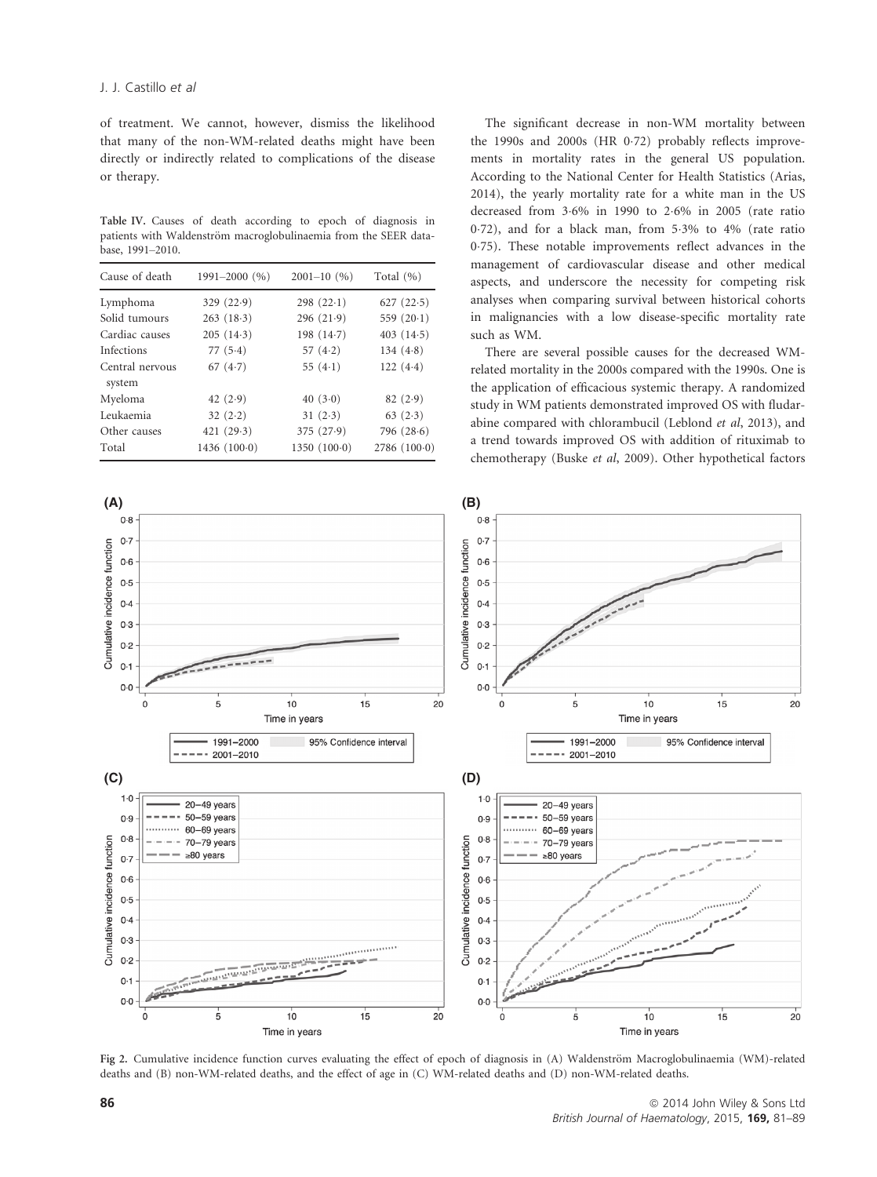of treatment. We cannot, however, dismiss the likelihood that many of the non-WM-related deaths might have been directly or indirectly related to complications of the disease or therapy.

Table IV. Causes of death according to epoch of diagnosis in patients with Waldenström macroglobulinaemia from the SEER database, 1991–2010.

| Cause of death | 1991–2000 (%) | 2001–10 (%) | Total (%) |
|---|---|---|---|
| Lymphoma | 329 (22·9) | 298 (22·1) | 627 (22·5) |
| Solid tumours | 263 (18·3) | 296 (21·9) | 559 (20·1) |
| Cardiac causes | 205 (14·3) | 198 (14·7) | 403 (14·5) |
| Infections | 77 (5·4) | 57 (4·2) | 134 (4·8) |
| Central nervous system | 67 (4·7) | 55 (4·1) | 122 (4·4) |
| Myeloma | 42 (2·9) | 40 (3·0) | 82 (2·9) |
| Leukaemia | 32 (2·2) | 31 (2·3) | 63 (2·3) |
| Other causes | 421 (29·3) | 375 (27·9) | 796 (28·6) |
| Total | 1436 (100·0) | 1350 (100·0) | 2786 (100·0) |

The significant decrease in non-WM mortality between the 1990s and 2000s (HR 0·72) probably reflects improvements in mortality rates in the general US population. According to the National Center for Health Statistics (Arias, 2014), the yearly mortality rate for a white man in the US decreased from 3·6% in 1990 to 2·6% in 2005 (rate ratio 0·72), and for a black man, from 5·3% to 4% (rate ratio 0·75). These notable improvements reflect advances in the management of cardiovascular disease and other medical aspects, and underscore the necessity for competing risk analyses when comparing survival between historical cohorts in malignancies with a low disease-specific mortality rate such as WM.

There are several possible causes for the decreased WM-related mortality in the 2000s compared with the 1990s. One is the application of efficacious systemic therapy. A randomized study in WM patients demonstrated improved OS with fludarabine compared with chlorambucil (Leblond *et al*, 2013), and a trend towards improved OS with addition of rituximab to chemotherapy (Buske *et al*, 2009). Other hypothetical factors

Fig 2. Cumulative incidence function curves evaluating the effect of epoch of diagnosis in (A) Waldenström Macroglobulinaemia (WM)-related deaths and (B) non-WM-related deaths, and the effect of age in (C) WM-related deaths and (D) non-WM-related deaths.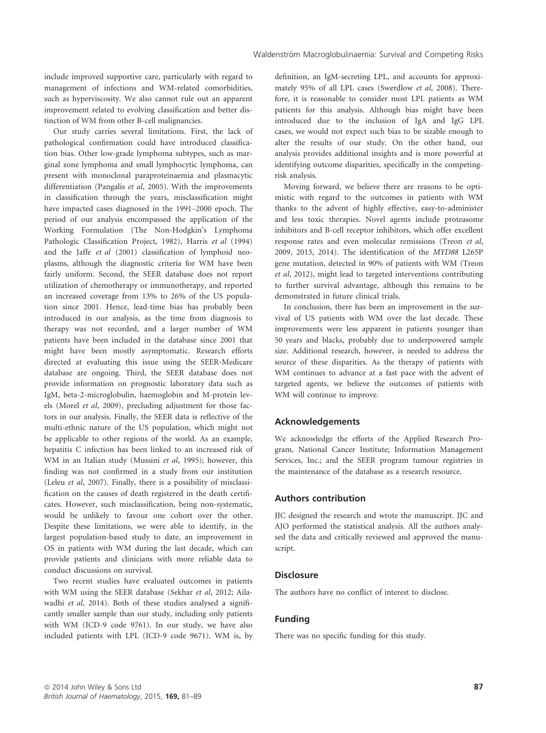include improved supportive care, particularly with regard to management of infections and WM-related comorbidities, such as hyperviscosity. We also cannot rule out an apparent improvement related to evolving classification and better distinction of WM from other B-cell malignancies.

Our study carries several limitations. First, the lack of pathological confirmation could have introduced classification bias. Other low-grade lymphoma subtypes, such as marginal zone lymphoma and small lymphocytic lymphoma, can present with monoclonal paraproteinaemia and plasmacytic differentiation (Pangalis *et al*, 2005). With the improvements in classification through the years, misclassification might have impacted cases diagnosed in the 1991–2000 epoch. The period of our analysis encompassed the application of the Working Formulation (The Non-Hodgkin's Lymphoma Pathologic Classification Project, 1982), Harris *et al* (1994) and the Jaffe *et al* (2001) classification of lymphoid neoplasms, although the diagnostic criteria for WM have been fairly uniform. Second, the SEER database does not report utilization of chemotherapy or immunotherapy, and reported an increased coverage from 13% to 26% of the US population since 2001. Hence, lead-time bias has probably been introduced in our analysis, as the time from diagnosis to therapy was not recorded, and a larger number of WM patients have been included in the database since 2001 that might have been mostly asymptomatic. Research efforts directed at evaluating this issue using the SEER-Medicare database are ongoing. Third, the SEER database does not provide information on prognostic laboratory data such as IgM, beta-2-microglobulin, haemoglobin and M-protein levels (Morel *et al*, 2009), precluding adjustment for those factors in our analysis. Finally, the SEER data is reflective of the multi-ethnic nature of the US population, which might not be applicable to other regions of the world. As an example, hepatitis C infection has been linked to an increased risk of WM in an Italian study (Mussini *et al*, 1995); however, this finding was not confirmed in a study from our institution (Leleu *et al*, 2007). Finally, there is a possibility of misclassification on the causes of death registered in the death certificates. However, such misclassification, being non-systematic, would be unlikely to favour one cohort over the other. Despite these limitations, we were able to identify, in the largest population-based study to date, an improvement in OS in patients with WM during the last decade, which can provide patients and clinicians with more reliable data to conduct discussions on survival.

Two recent studies have evaluated outcomes in patients with WM using the SEER database (Sekhar *et al*, 2012; Ailawadhi *et al*, 2014). Both of these studies analysed a significantly smaller sample than our study, including only patients with WM (ICD-9 code 9761). In our study, we have also included patients with LPL (ICD-9 code 9671). WM is, by definition, an IgM-secreting LPL, and accounts for approximately 95% of all LPL cases (Swerdlow *et al*, 2008). Therefore, it is reasonable to consider most LPL patients as WM patients for this analysis. Although bias might have been introduced due to the inclusion of IgA and IgG LPL cases, we would not expect such bias to be sizable enough to alter the results of our study. On the other hand, our analysis provides additional insights and is more powerful at identifying outcome disparities, specifically in the competing-risk analysis.

Moving forward, we believe there are reasons to be optimistic with regard to the outcomes in patients with WM thanks to the advent of highly effective, easy-to-administer and less toxic therapies. Novel agents include proteasome inhibitors and B-cell receptor inhibitors, which offer excellent response rates and even molecular remissions (Treon *et al*, 2009, 2013, 2014). The identification of the *MYD88* L265P gene mutation, detected in 90% of patients with WM (Treon *et al*, 2012), might lead to targeted interventions contributing to further survival advantage, although this remains to be demonstrated in future clinical trials.

In conclusion, there has been an improvement in the survival of US patients with WM over the last decade. These improvements were less apparent in patients younger than 50 years and blacks, probably due to underpowered sample size. Additional research, however, is needed to address the source of these disparities. As the therapy of patients with WM continues to advance at a fast pace with the advent of targeted agents, we believe the outcomes of patients with WM will continue to improve.

## Acknowledgements

We acknowledge the efforts of the Applied Research Program, National Cancer Institute; Information Management Services, Inc.; and the SEER program tumour registries in the maintenance of the database as a research resource.

## Authors contribution

JJC designed the research and wrote the manuscript. JJC and AJO performed the statistical analysis. All the authors analysed the data and critically reviewed and approved the manuscript.

## Disclosure

The authors have no conflict of interest to disclose.

## Funding

There was no specific funding for this study.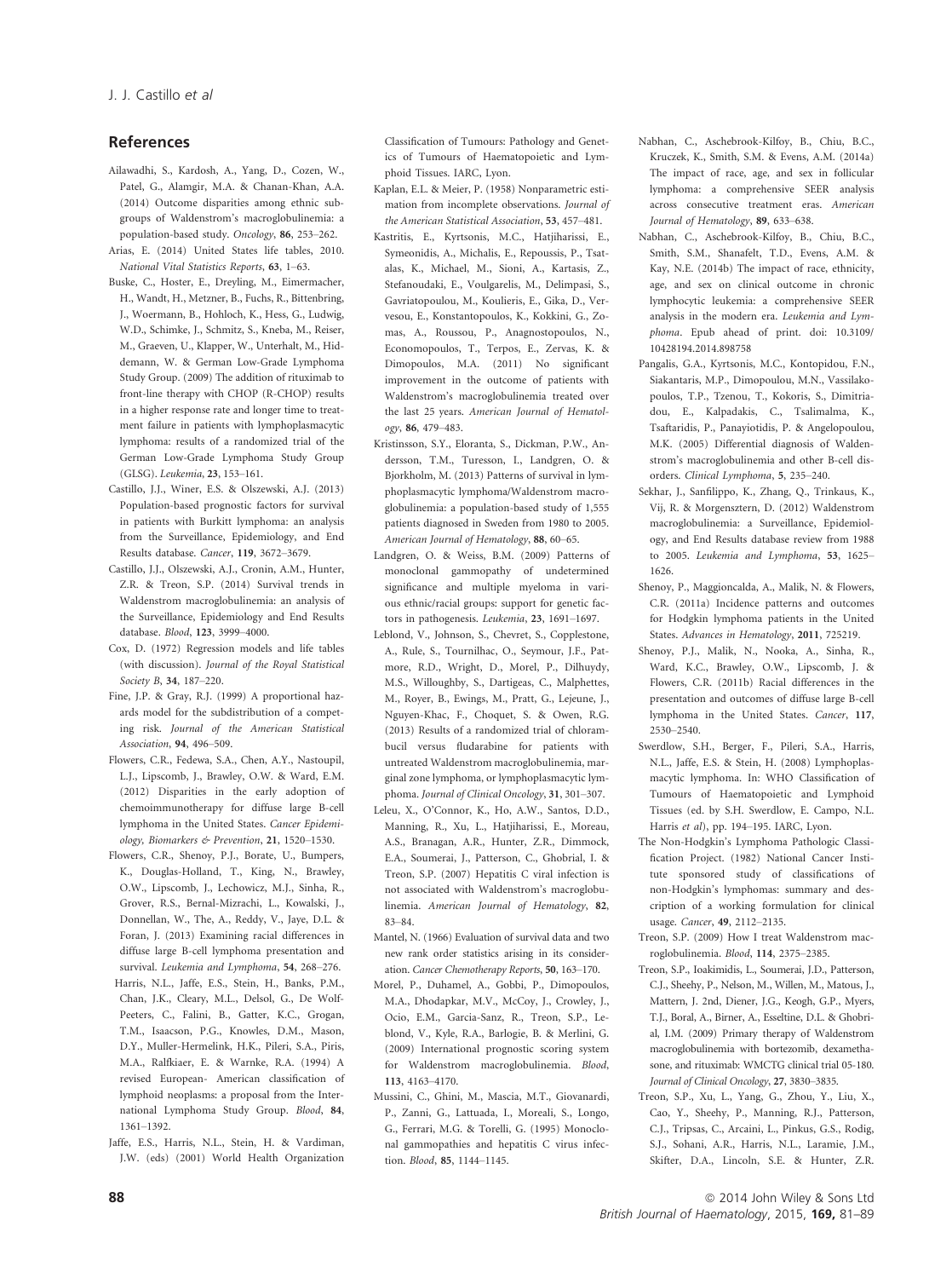## References

Ailawadhi, S., Kardosh, A., Yang, D., Cozen, W., Patel, G., Alamgir, M.A. & Chanan-Khan, A.A. (2014) Outcome disparities among ethnic subgroups of Waldenstrom's macroglobulinemia: a population-based study. *Oncology*, **86**, 253–262.

Arias, E. (2014) United States life tables, 2010. *National Vital Statistics Reports*, **63**, 1–63.

Buske, C., Hoster, E., Dreyling, M., Eimermacher, H., Wandt, H., Metzner, B., Fuchs, R., Bittenbring, J., Woermann, B., Hohloch, K., Hess, G., Ludwig, W.D., Schimke, J., Schmitz, S., Kneba, M., Reiser, M., Graeven, U., Klapper, W., Unterhalt, M., Hiddemann, W. & German Low-Grade Lymphoma Study Group. (2009) The addition of rituximab to front-line therapy with CHOP (R-CHOP) results in a higher response rate and longer time to treatment failure in patients with lymphoplasmacytic lymphoma: results of a randomized trial of the German Low-Grade Lymphoma Study Group (GLSG). *Leukemia*, **23**, 153–161.

Castillo, J.J., Winer, E.S. & Olszewski, A.J. (2013) Population-based prognostic factors for survival in patients with Burkitt lymphoma: an analysis from the Surveillance, Epidemiology, and End Results database. *Cancer*, **119**, 3672–3679.

Castillo, J.J., Olszewski, A.J., Cronin, A.M., Hunter, Z.R. & Treon, S.P. (2014) Survival trends in Waldenstrom macroglobulinemia: an analysis of the Surveillance, Epidemiology and End Results database. *Blood*, **123**, 3999–4000.

Cox, D. (1972) Regression models and life tables (with discussion). *Journal of the Royal Statistical Society B*, **34**, 187–220.

Fine, J.P. & Gray, R.J. (1999) A proportional hazards model for the subdistribution of a competing risk. *Journal of the American Statistical Association*, **94**, 496–509.

Flowers, C.R., Fedewa, S.A., Chen, A.Y., Nastoupil, L.J., Lipscomb, J., Brawley, O.W. & Ward, E.M. (2012) Disparities in the early adoption of chemoimmunotherapy for diffuse large B-cell lymphoma in the United States. *Cancer Epidemiology, Biomarkers & Prevention*, **21**, 1520–1530.

Flowers, C.R., Shenoy, P.J., Borate, U., Bumpers, K., Douglas-Holland, T., King, N., Brawley, O.W., Lipscomb, J., Lechowicz, M.J., Sinha, R., Grover, R.S., Bernal-Mizrachi, L., Kowalski, J., Donnellan, W., The, A., Reddy, V., Jaye, D.L. & Foran, J. (2013) Examining racial differences in diffuse large B-cell lymphoma presentation and survival. *Leukemia and Lymphoma*, **54**, 268–276.

Harris, N.L., Jaffe, E.S., Stein, H., Banks, P.M., Chan, J.K., Cleary, M.L., Delsol, G., De Wolf-Peeters, C., Falini, B., Gatter, K.C., Grogan, T.M., Isaacson, P.G., Knowles, D.M., Mason, D.Y., Muller-Hermelink, H.K., Pileri, S.A., Piris, M.A., Ralfkiaer, E. & Warnke, R.A. (1994) A revised European- American classification of lymphoid neoplasms: a proposal from the International Lymphoma Study Group. *Blood*, **84**, 1361–1392.

Jaffe, E.S., Harris, N.L., Stein, H. & Vardiman, J.W. (eds) (2001) World Health Organization Classification of Tumours: Pathology and Genetics of Tumours of Haematopoietic and Lymphoid Tissues. IARC, Lyon.

Kaplan, E.L. & Meier, P. (1958) Nonparametric estimation from incomplete observations. *Journal of the American Statistical Association*, **53**, 457–481.

Kastritis, E., Kyrtsonis, M.C., Hatjiharissi, E., Symeonidis, A., Michalis, E., Repoussis, P., Tsatalas, K., Michael, M., Sioni, A., Kartasis, Z., Stefanoudaki, E., Voulgarelis, M., Delimpasi, S., Gavriatopoulou, M., Koulieris, E., Gika, D., Vervesou, E., Konstantopoulos, K., Kokkini, G., Zomas, A., Roussou, P., Anagnostopoulos, N., Economopoulos, T., Terpos, E., Zervas, K. & Dimopoulos, M.A. (2011) No significant improvement in the outcome of patients with Waldenstrom's macroglobulinemia treated over the last 25 years. *American Journal of Hematology*, **86**, 479–483.

Kristinsson, S.Y., Eloranta, S., Dickman, P.W., Andersson, T.M., Turesson, I., Landgren, O. & Bjorkholm, M. (2013) Patterns of survival in lymphoplasmacytic lymphoma/Waldenstrom macroglobulinemia: a population-based study of 1,555 patients diagnosed in Sweden from 1980 to 2005. *American Journal of Hematology*, **88**, 60–65.

Landgren, O. & Weiss, B.M. (2009) Patterns of monoclonal gammopathy of undetermined significance and multiple myeloma in various ethnic/racial groups: support for genetic factors in pathogenesis. *Leukemia*, **23**, 1691–1697.

Leblond, V., Johnson, S., Chevret, S., Copplestone, A., Rule, S., Tournilhac, O., Seymour, J.F., Patmore, R.D., Wright, D., Morel, P., Dilhuydy, M.S., Willoughby, S., Dartigeas, C., Malphettes, M., Royer, B., Ewings, M., Pratt, G., Lejeune, J., Nguyen-Khac, F., Choquet, S. & Owen, R.G. (2013) Results of a randomized trial of chlorambucil versus fludarabine for patients with untreated Waldenstrom macroglobulinemia, marginal zone lymphoma, or lymphoplasmacytic lymphoma. *Journal of Clinical Oncology*, **31**, 301–307.

Leleu, X., O'Connor, K., Ho, A.W., Santos, D.D., Manning, R., Xu, L., Hatjiharissi, E., Moreau, A.S., Branagan, A.R., Hunter, Z.R., Dimmock, E.A., Soumerai, J., Patterson, C., Ghobrial, I. & Treon, S.P. (2007) Hepatitis C viral infection is not associated with Waldenstrom's macroglobulinemia. *American Journal of Hematology*, **82**, 83–84.

Mantel, N. (1966) Evaluation of survival data and two new rank order statistics arising in its consideration. *Cancer Chemotherapy Reports*, **50**, 163–170.

Morel, P., Duhamel, A., Gobbi, P., Dimopoulos, M.A., Dhodapkar, M.V., McCoy, J., Crowley, J., Ocio, E.M., Garcia-Sanz, R., Treon, S.P., Leblond, V., Kyle, R.A., Barlogie, B. & Merlini, G. (2009) International prognostic scoring system for Waldenstrom macroglobulinemia. *Blood*, **113**, 4163–4170.

Mussini, C., Ghini, M., Mascia, M.T., Giovanardi, P., Zanni, G., Lattuada, I., Moreali, S., Longo, G., Ferrari, M.G. & Torelli, G. (1995) Monoclonal gammopathies and hepatitis C virus infection. *Blood*, **85**, 1144–1145.

Nabhan, C., Aschebrook-Kilfoy, B., Chiu, B.C., Kruczek, K., Smith, S.M. & Evens, A.M. (2014a) The impact of race, age, and sex in follicular lymphoma: a comprehensive SEER analysis across consecutive treatment eras. *American Journal of Hematology*, **89**, 633–638.

Nabhan, C., Aschebrook-Kilfoy, B., Chiu, B.C., Smith, S.M., Shanafelt, T.D., Evens, A.M. & Kay, N.E. (2014b) The impact of race, ethnicity, age, and sex on clinical outcome in chronic lymphocytic leukemia: a comprehensive SEER analysis in the modern era. *Leukemia and Lymphoma*. Epub ahead of print. doi: 10.3109/10428194.2014.898758

Pangalis, G.A., Kyrtsonis, M.C., Kontopidou, F.N., Siakantaris, M.P., Dimopoulou, M.N., Vassilakopoulos, T.P., Tzenou, T., Kokoris, S., Dimitriadou, E., Kalpadakis, C., Tsalimalma, K., Tsaftaridis, P., Panayiotidis, P. & Angelopoulou, M.K. (2005) Differential diagnosis of Waldenstrom's macroglobulinemia and other B-cell disorders. *Clinical Lymphoma*, **5**, 235–240.

Sekhar, J., Sanfilippo, K., Zhang, Q., Trinkaus, K., Vij, R. & Morgensztern, D. (2012) Waldenstrom macroglobulinemia: a Surveillance, Epidemiology, and End Results database review from 1988 to 2005. *Leukemia and Lymphoma*, **53**, 1625–1626.

Shenoy, P., Maggioncalda, A., Malik, N. & Flowers, C.R. (2011a) Incidence patterns and outcomes for Hodgkin lymphoma patients in the United States. *Advances in Hematology*, **2011**, 725219.

Shenoy, P.J., Malik, N., Nooka, A., Sinha, R., Ward, K.C., Brawley, O.W., Lipscomb, J. & Flowers, C.R. (2011b) Racial differences in the presentation and outcomes of diffuse large B-cell lymphoma in the United States. *Cancer*, **117**, 2530–2540.

Swerdlow, S.H., Berger, F., Pileri, S.A., Harris, N.L., Jaffe, E.S. & Stein, H. (2008) Lymphoplasmacytic lymphoma. In: WHO Classification of Tumours of Haematopoietic and Lymphoid Tissues (ed. by S.H. Swerdlow, E. Campo, N.L. Harris *et al*), pp. 194–195. IARC, Lyon.

The Non-Hodgkin's Lymphoma Pathologic Classification Project. (1982) National Cancer Institute sponsored study of classifications of non-Hodgkin's lymphomas: summary and description of a working formulation for clinical usage. *Cancer*, **49**, 2112–2135.

Treon, S.P. (2009) How I treat Waldenstrom macroglobulinemia. *Blood*, **114**, 2375–2385.

Treon, S.P., Ioakimidis, L., Soumerai, J.D., Patterson, C.J., Sheehy, P., Nelson, M., Willen, M., Matous, J., Mattern, J. 2nd, Diener, J.G., Keogh, G.P., Myers, T.J., Boral, A., Birner, A., Esseltine, D.L. & Ghobrial, I.M. (2009) Primary therapy of Waldenstrom macroglobulinemia with bortezomib, dexamethasone, and rituximab: WMCTG clinical trial 05-180. *Journal of Clinical Oncology*, **27**, 3830–3835.

Treon, S.P., Xu, L., Yang, G., Zhou, Y., Liu, X., Cao, Y., Sheehy, P., Manning, R.J., Patterson, C.J., Tripsas, C., Arcaini, L., Pinkus, G.S., Rodig, S.J., Sohani, A.R., Harris, N.L., Laramie, J.M., Skifter, D.A., Lincoln, S.E. & Hunter, Z.R.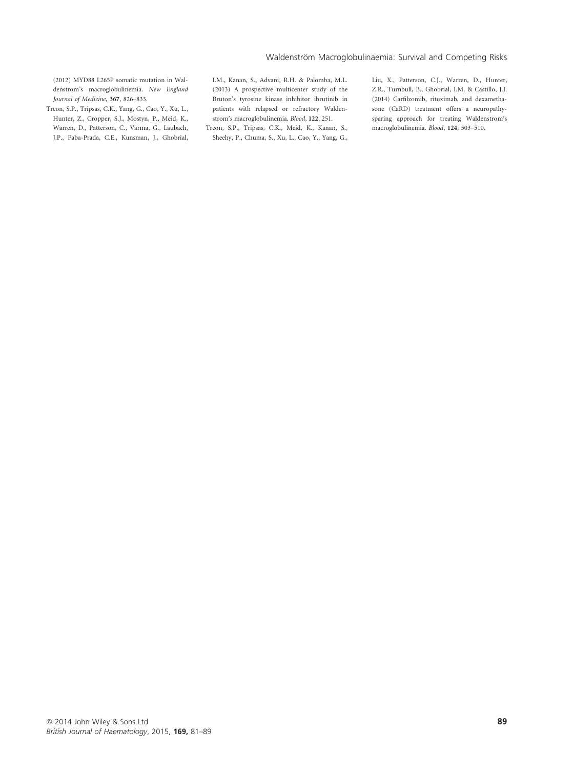(2012) MYD88 L265P somatic mutation in Waldenstrom's macroglobulinemia. *New England Journal of Medicine*, **367**, 826–833.

Treon, S.P., Tripsas, C.K., Yang, G., Cao, Y., Xu, L., Hunter, Z., Cropper, S.J., Mostyn, P., Meid, K., Warren, D., Patterson, C., Varma, G., Laubach, J.P., Paba-Prada, C.E., Kunsman, J., Ghobrial, I.M., Kanan, S., Advani, R.H. & Palomba, M.L. (2013) A prospective multicenter study of the Bruton's tyrosine kinase inhibitor ibrutinib in patients with relapsed or refractory Waldenstrom's macroglobulinemia. *Blood*, **122**, 251.

Treon, S.P., Tripsas, C.K., Meid, K., Kanan, S., Sheehy, P., Chuma, S., Xu, L., Cao, Y., Yang, G., Liu, X., Patterson, C.J., Warren, D., Hunter, Z.R., Turnbull, B., Ghobrial, I.M. & Castillo, J.J. (2014) Carfilzomib, rituximab, and dexamethasone (CaRD) treatment offers a neuropathy-sparing approach for treating Waldenstrom's macroglobulinemia. *Blood*, **124**, 503–510.